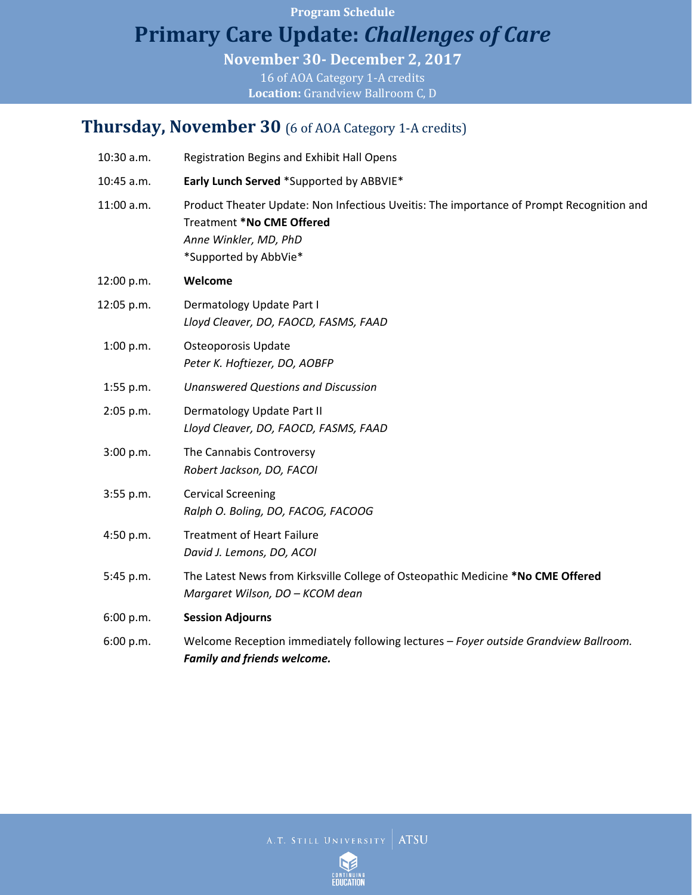Program Schedule

# Primary Care Update: *Challenges of Care*

**November 30- December 2, 2017**

16 of AOA Category 1-A credits

**Location:** Grandview Ballroom C, D

## Thursday, November 30 (6 of AOA Category 1-A credits)

| | |
|---|---|
| 10:30 a.m. | Registration Begins and Exhibit Hall Opens |
| 10:45 a.m. | **Early Lunch Served** *Supported by ABBVIE* |
| 11:00 a.m. | Product Theater Update: Non Infectious Uveitis: The importance of Prompt Recognition and Treatment **\*No CME Offered**<br>*Anne Winkler, MD, PhD*<br>\*Supported by AbbVie\* |
| 12:00 p.m. | **Welcome** |
| 12:05 p.m. | Dermatology Update Part I<br>*Lloyd Cleaver, DO, FAOCD, FASMS, FAAD* |
| 1:00 p.m. | Osteoporosis Update<br>*Peter K. Hoftiezer, DO, AOBFP* |
| 1:55 p.m. | *Unanswered Questions and Discussion* |
| 2:05 p.m. | Dermatology Update Part II<br>*Lloyd Cleaver, DO, FAOCD, FASMS, FAAD* |
| 3:00 p.m. | The Cannabis Controversy<br>*Robert Jackson, DO, FACOI* |
| 3:55 p.m. | Cervical Screening<br>*Ralph O. Boling, DO, FACOG, FACOOG* |
| 4:50 p.m. | Treatment of Heart Failure<br>*David J. Lemons, DO, ACOI* |
| 5:45 p.m. | The Latest News from Kirksville College of Osteopathic Medicine **\*No CME Offered**<br>*Margaret Wilson, DO – KCOM dean* |
| 6:00 p.m. | **Session Adjourns** |
| 6:00 p.m. | Welcome Reception immediately following lectures – *Foyer outside Grandview Ballroom.*<br>***Family and friends welcome.*** |

A.T. Still University | ATSU

Continuing Education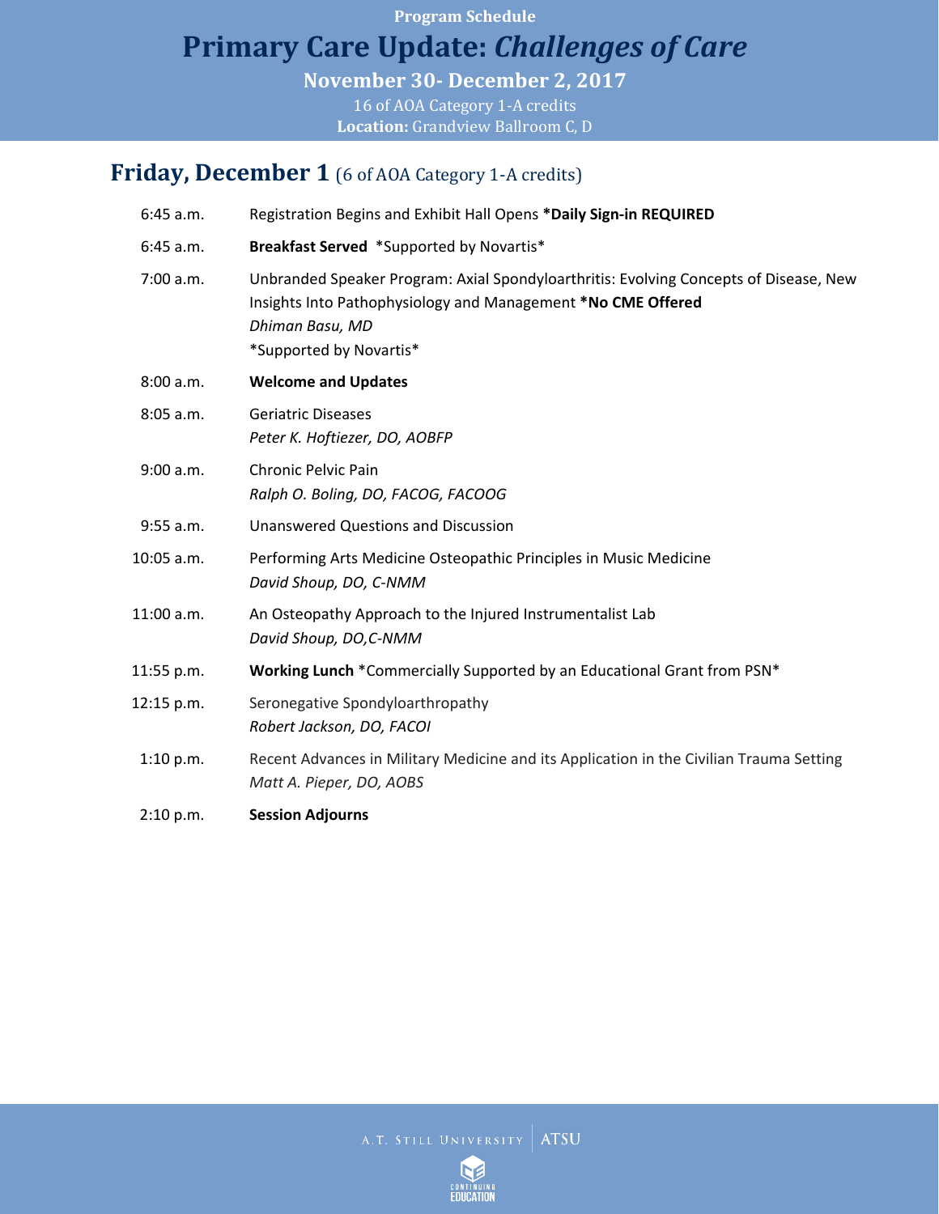Program Schedule

# Primary Care Update: *Challenges of Care*

**November 30- December 2, 2017**

16 of AOA Category 1-A credits

**Location:** Grandview Ballroom C, D

## Friday, December 1 (6 of AOA Category 1-A credits)

| | |
|---|---|
| 6:45 a.m. | Registration Begins and Exhibit Hall Opens **\*Daily Sign-in REQUIRED** |
| 6:45 a.m. | **Breakfast Served** \*Supported by Novartis\* |
| 7:00 a.m. | Unbranded Speaker Program: Axial Spondyloarthritis: Evolving Concepts of Disease, New Insights Into Pathophysiology and Management **\*No CME Offered**<br>*Dhiman Basu, MD*<br>\*Supported by Novartis\* |
| 8:00 a.m. | **Welcome and Updates** |
| 8:05 a.m. | Geriatric Diseases<br>*Peter K. Hoftiezer, DO, AOBFP* |
| 9:00 a.m. | Chronic Pelvic Pain<br>*Ralph O. Boling, DO, FACOG, FACOOG* |
| 9:55 a.m. | Unanswered Questions and Discussion |
| 10:05 a.m. | Performing Arts Medicine Osteopathic Principles in Music Medicine<br>*David Shoup, DO, C-NMM* |
| 11:00 a.m. | An Osteopathy Approach to the Injured Instrumentalist Lab<br>*David Shoup, DO,C-NMM* |
| 11:55 p.m. | **Working Lunch** \*Commercially Supported by an Educational Grant from PSN\* |
| 12:15 p.m. | Seronegative Spondyloarthropathy<br>*Robert Jackson, DO, FACOI* |
| 1:10 p.m. | Recent Advances in Military Medicine and its Application in the Civilian Trauma Setting<br>*Matt A. Pieper, DO, AOBS* |
| 2:10 p.m. | **Session Adjourns** |

A.T. Still University | ATSU

Continuing Education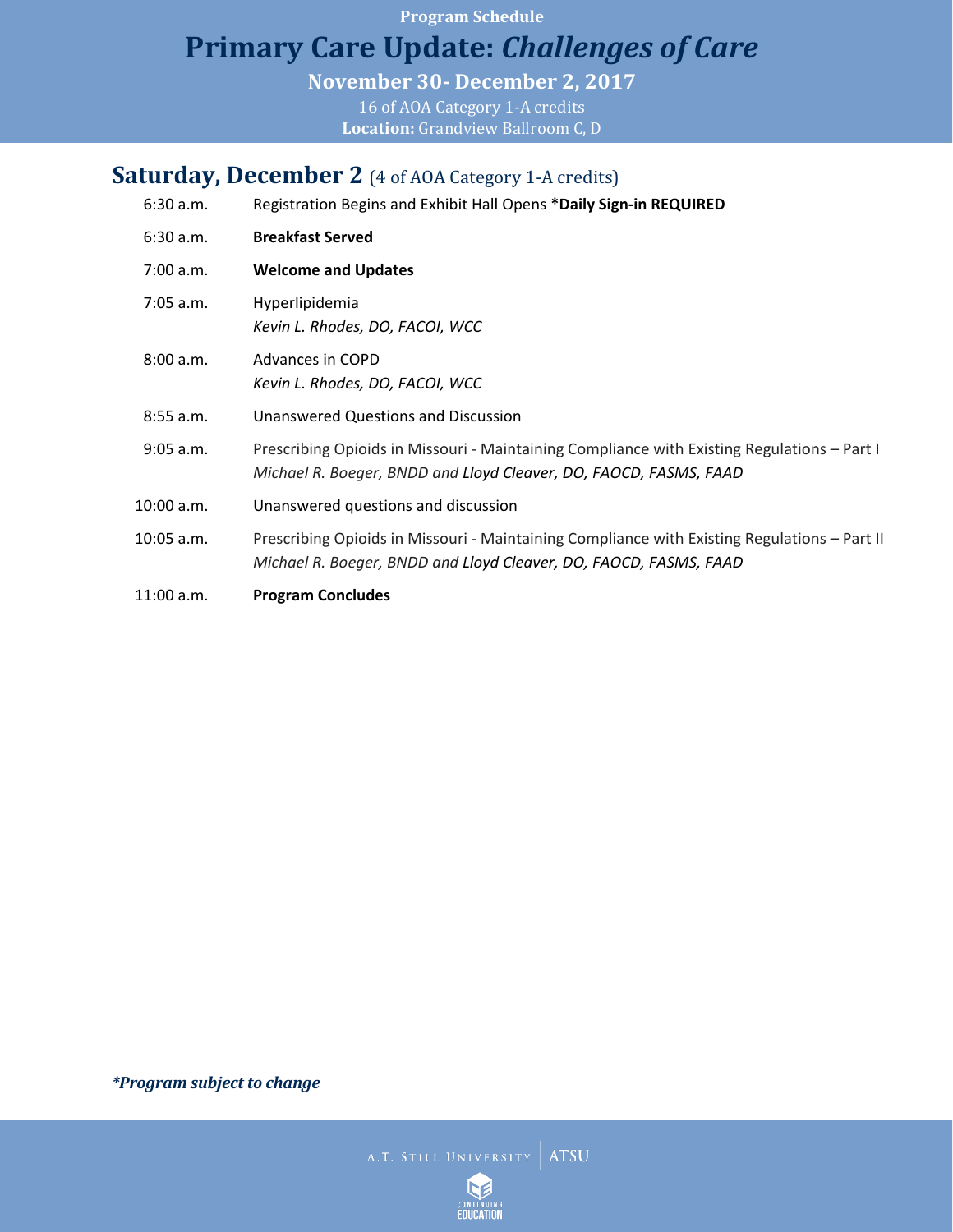Program Schedule

# Primary Care Update: *Challenges of Care*

**November 30- December 2, 2017**

16 of AOA Category 1-A credits

**Location:** Grandview Ballroom C, D

## Saturday, December 2 (4 of AOA Category 1-A credits)

| | |
|---|---|
| 6:30 a.m. | Registration Begins and Exhibit Hall Opens ***Daily Sign-in REQUIRED** |
| 6:30 a.m. | **Breakfast Served** |
| 7:00 a.m. | **Welcome and Updates** |
| 7:05 a.m. | Hyperlipidemia<br>*Kevin L. Rhodes, DO, FACOI, WCC* |
| 8:00 a.m. | Advances in COPD<br>*Kevin L. Rhodes, DO, FACOI, WCC* |
| 8:55 a.m. | Unanswered Questions and Discussion |
| 9:05 a.m. | Prescribing Opioids in Missouri - Maintaining Compliance with Existing Regulations – Part I<br>*Michael R. Boeger, BNDD and Lloyd Cleaver, DO, FAOCD, FASMS, FAAD* |
| 10:00 a.m. | Unanswered questions and discussion |
| 10:05 a.m. | Prescribing Opioids in Missouri - Maintaining Compliance with Existing Regulations – Part II<br>*Michael R. Boeger, BNDD and Lloyd Cleaver, DO, FAOCD, FASMS, FAAD* |
| 11:00 a.m. | **Program Concludes** |

***Program subject to change***

A.T. STILL UNIVERSITY | ATSU

CONTINUING EDUCATION